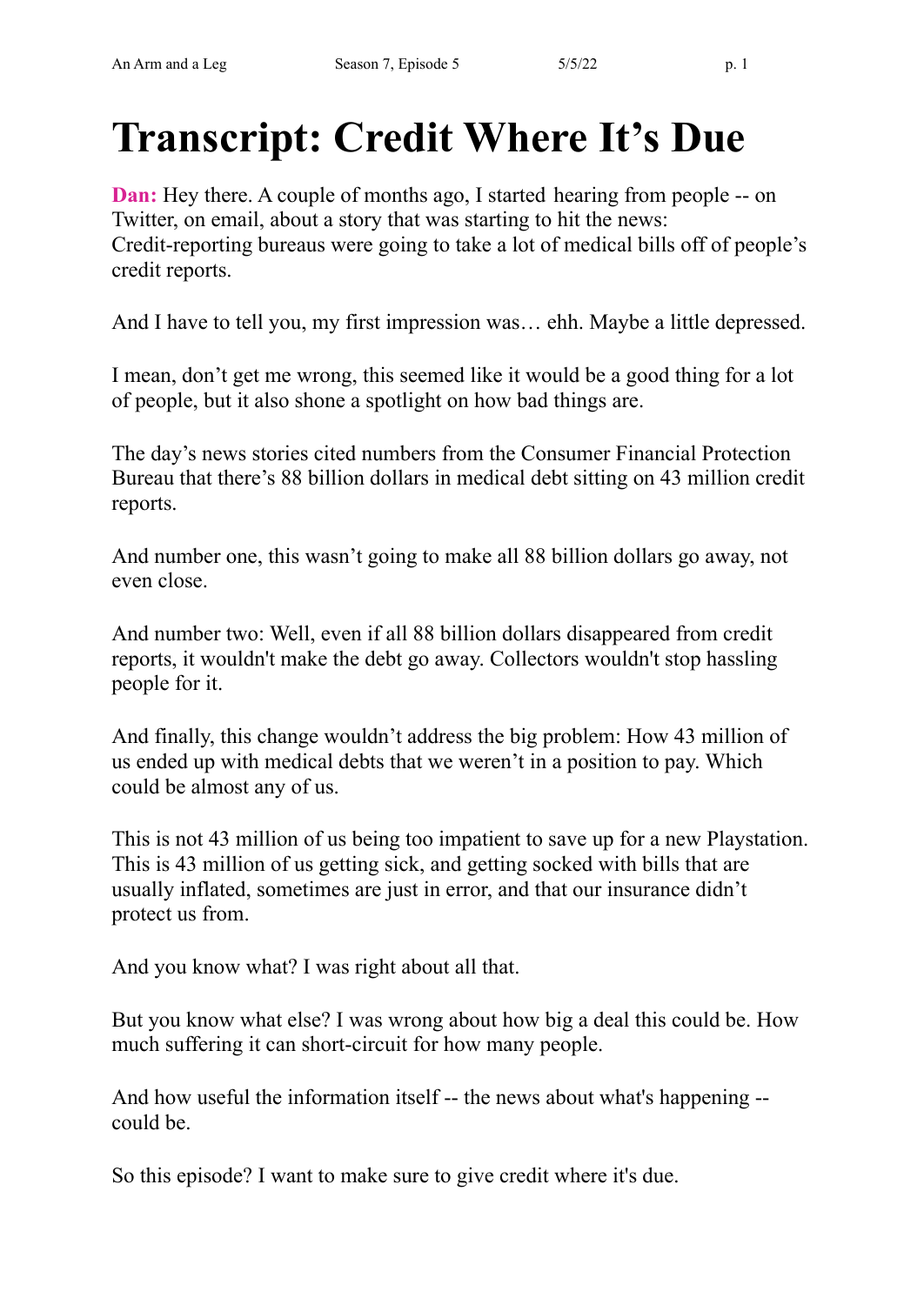# Transcript: Credit Where It's Due

**Dan:** Hey there. A couple of months ago, I started hearing from people -- on Twitter, on email, about a story that was starting to hit the news: Credit-reporting bureaus were going to take a lot of medical bills off of people's credit reports.

And I have to tell you, my first impression was… ehh. Maybe a little depressed.

I mean, don't get me wrong, this seemed like it would be a good thing for a lot of people, but it also shone a spotlight on how bad things are.

The day's news stories cited numbers from the Consumer Financial Protection Bureau that there's 88 billion dollars in medical debt sitting on 43 million credit reports.

And number one, this wasn't going to make all 88 billion dollars go away, not even close.

And number two: Well, even if all 88 billion dollars disappeared from credit reports, it wouldn't make the debt go away. Collectors wouldn't stop hassling people for it.

And finally, this change wouldn't address the big problem: How 43 million of us ended up with medical debts that we weren't in a position to pay. Which could be almost any of us.

This is not 43 million of us being too impatient to save up for a new Playstation. This is 43 million of us getting sick, and getting socked with bills that are usually inflated, sometimes are just in error, and that our insurance didn't protect us from.

And you know what? I was right about all that.

But you know what else? I was wrong about how big a deal this could be. How much suffering it can short-circuit for how many people.

And how useful the information itself -- the news about what's happening -- could be.

So this episode? I want to make sure to give credit where it's due.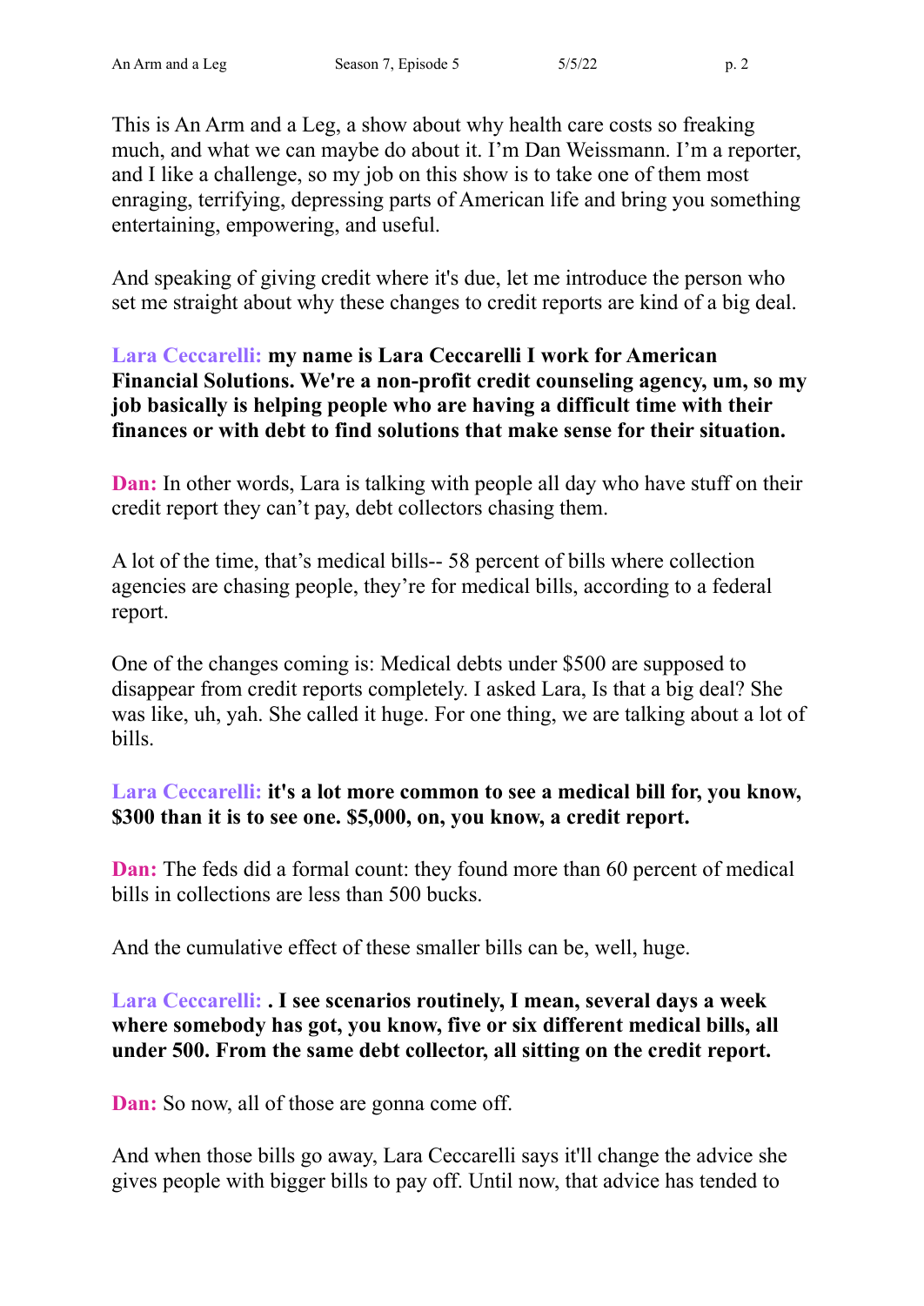This is An Arm and a Leg, a show about why health care costs so freaking much, and what we can maybe do about it. I'm Dan Weissmann. I'm a reporter, and I like a challenge, so my job on this show is to take one of them most enraging, terrifying, depressing parts of American life and bring you something entertaining, empowering, and useful.

And speaking of giving credit where it's due, let me introduce the person who set me straight about why these changes to credit reports are kind of a big deal.

**Lara Ceccarelli: my name is Lara Ceccarelli I work for American Financial Solutions. We're a non-profit credit counseling agency, um, so my job basically is helping people who are having a difficult time with their finances or with debt to find solutions that make sense for their situation.**

**Dan:** In other words, Lara is talking with people all day who have stuff on their credit report they can't pay, debt collectors chasing them.

A lot of the time, that's medical bills-- 58 percent of bills where collection agencies are chasing people, they're for medical bills, according to a federal report.

One of the changes coming is: Medical debts under $500 are supposed to disappear from credit reports completely. I asked Lara, Is that a big deal? She was like, uh, yah. She called it huge. For one thing, we are talking about a lot of bills.

**Lara Ceccarelli: it's a lot more common to see a medical bill for, you know, $300 than it is to see one. $5,000, on, you know, a credit report.**

**Dan:** The feds did a formal count: they found more than 60 percent of medical bills in collections are less than 500 bucks.

And the cumulative effect of these smaller bills can be, well, huge.

**Lara Ceccarelli: . I see scenarios routinely, I mean, several days a week where somebody has got, you know, five or six different medical bills, all under 500. From the same debt collector, all sitting on the credit report.**

**Dan:** So now, all of those are gonna come off.

And when those bills go away, Lara Ceccarelli says it'll change the advice she gives people with bigger bills to pay off. Until now, that advice has tended to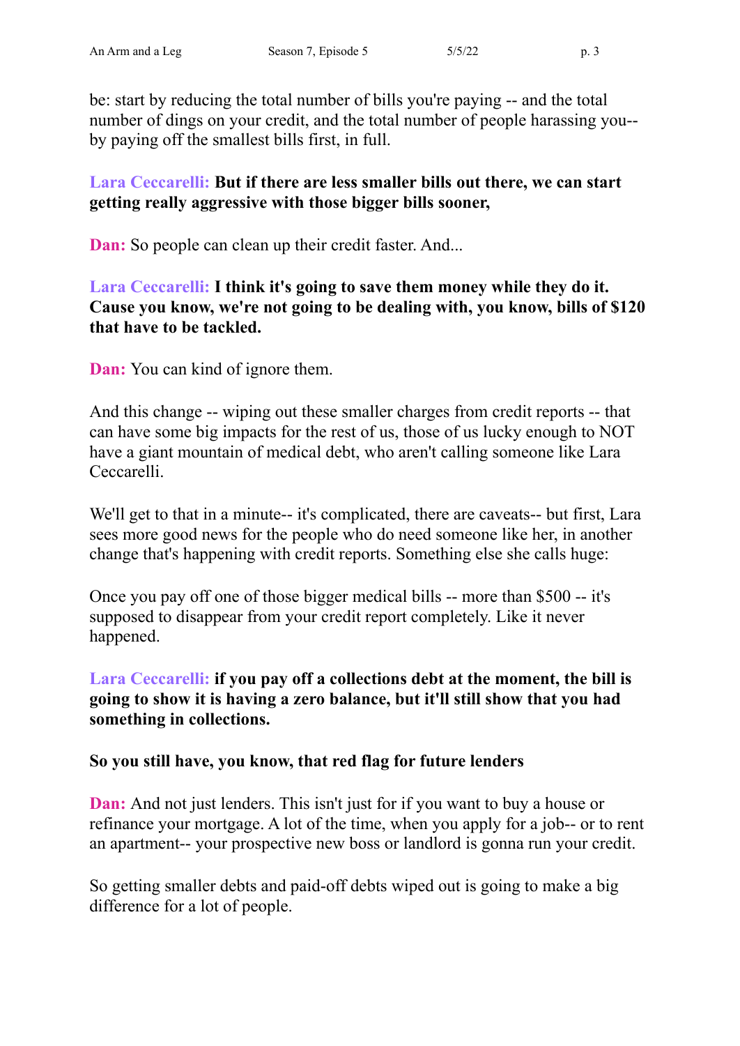be: start by reducing the total number of bills you're paying -- and the total number of dings on your credit, and the total number of people harassing you-- by paying off the smallest bills first, in full.

**Lara Ceccarelli: But if there are less smaller bills out there, we can start getting really aggressive with those bigger bills sooner,**

**Dan:** So people can clean up their credit faster. And...

**Lara Ceccarelli: I think it's going to save them money while they do it. Cause you know, we're not going to be dealing with, you know, bills of $120 that have to be tackled.**

**Dan:** You can kind of ignore them.

And this change -- wiping out these smaller charges from credit reports -- that can have some big impacts for the rest of us, those of us lucky enough to NOT have a giant mountain of medical debt, who aren't calling someone like Lara Ceccarelli.

We'll get to that in a minute-- it's complicated, there are caveats-- but first, Lara sees more good news for the people who do need someone like her, in another change that's happening with credit reports. Something else she calls huge:

Once you pay off one of those bigger medical bills -- more than $500 -- it's supposed to disappear from your credit report completely. Like it never happened.

**Lara Ceccarelli: if you pay off a collections debt at the moment, the bill is going to show it is having a zero balance, but it'll still show that you had something in collections.**

**So you still have, you know, that red flag for future lenders**

**Dan:** And not just lenders. This isn't just for if you want to buy a house or refinance your mortgage. A lot of the time, when you apply for a job-- or to rent an apartment-- your prospective new boss or landlord is gonna run your credit.

So getting smaller debts and paid-off debts wiped out is going to make a big difference for a lot of people.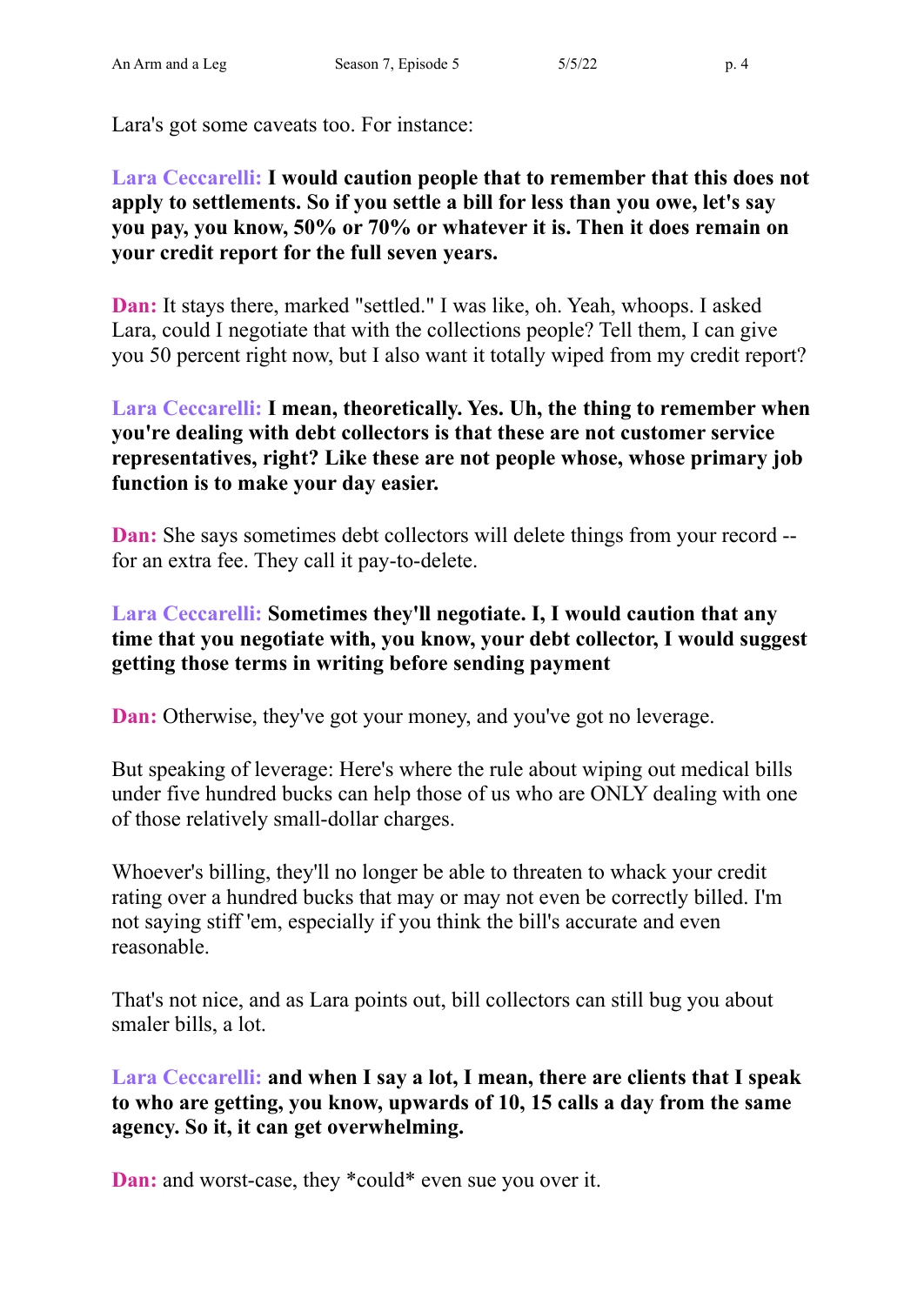Lara's got some caveats too. For instance:

**Lara Ceccarelli:** **I would caution people that to remember that this does not apply to settlements. So if you settle a bill for less than you owe, let's say you pay, you know, 50% or 70% or whatever it is. Then it does remain on your credit report for the full seven years.**

**Dan:** It stays there, marked "settled." I was like, oh. Yeah, whoops. I asked Lara, could I negotiate that with the collections people? Tell them, I can give you 50 percent right now, but I also want it totally wiped from my credit report?

**Lara Ceccarelli:** **I mean, theoretically. Yes. Uh, the thing to remember when you're dealing with debt collectors is that these are not customer service representatives, right? Like these are not people whose, whose primary job function is to make your day easier.**

**Dan:** She says sometimes debt collectors will delete things from your record -- for an extra fee. They call it pay-to-delete.

**Lara Ceccarelli:** **Sometimes they'll negotiate. I, I would caution that any time that you negotiate with, you know, your debt collector, I would suggest getting those terms in writing before sending payment**

**Dan:** Otherwise, they've got your money, and you've got no leverage.

But speaking of leverage: Here's where the rule about wiping out medical bills under five hundred bucks can help those of us who are ONLY dealing with one of those relatively small-dollar charges.

Whoever's billing, they'll no longer be able to threaten to whack your credit rating over a hundred bucks that may or may not even be correctly billed. I'm not saying stiff 'em, especially if you think the bill's accurate and even reasonable.

That's not nice, and as Lara points out, bill collectors can still bug you about smaler bills, a lot.

**Lara Ceccarelli:** **and when I say a lot, I mean, there are clients that I speak to who are getting, you know, upwards of 10, 15 calls a day from the same agency. So it, it can get overwhelming.**

**Dan:** and worst-case, they *could* even sue you over it.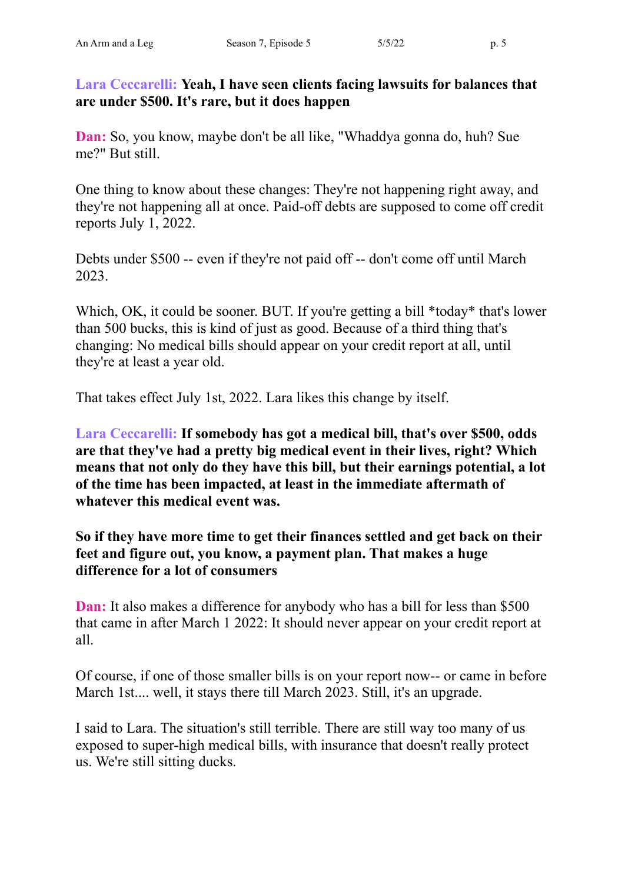**Lara Ceccarelli: Yeah, I have seen clients facing lawsuits for balances that are under $500. It's rare, but it does happen**

**Dan:** So, you know, maybe don't be all like, "Whaddya gonna do, huh? Sue me?" But still.

One thing to know about these changes: They're not happening right away, and they're not happening all at once. Paid-off debts are supposed to come off credit reports July 1, 2022.

Debts under $500 -- even if they're not paid off -- don't come off until March 2023.

Which, OK, it could be sooner. BUT. If you're getting a bill *today* that's lower than 500 bucks, this is kind of just as good. Because of a third thing that's changing: No medical bills should appear on your credit report at all, until they're at least a year old.

That takes effect July 1st, 2022. Lara likes this change by itself.

**Lara Ceccarelli: If somebody has got a medical bill, that's over $500, odds are that they've had a pretty big medical event in their lives, right? Which means that not only do they have this bill, but their earnings potential, a lot of the time has been impacted, at least in the immediate aftermath of whatever this medical event was.**

**So if they have more time to get their finances settled and get back on their feet and figure out, you know, a payment plan. That makes a huge difference for a lot of consumers**

**Dan:** It also makes a difference for anybody who has a bill for less than $500 that came in after March 1 2022: It should never appear on your credit report at all.

Of course, if one of those smaller bills is on your report now-- or came in before March 1st.... well, it stays there till March 2023. Still, it's an upgrade.

I said to Lara. The situation's still terrible. There are still way too many of us exposed to super-high medical bills, with insurance that doesn't really protect us. We're still sitting ducks.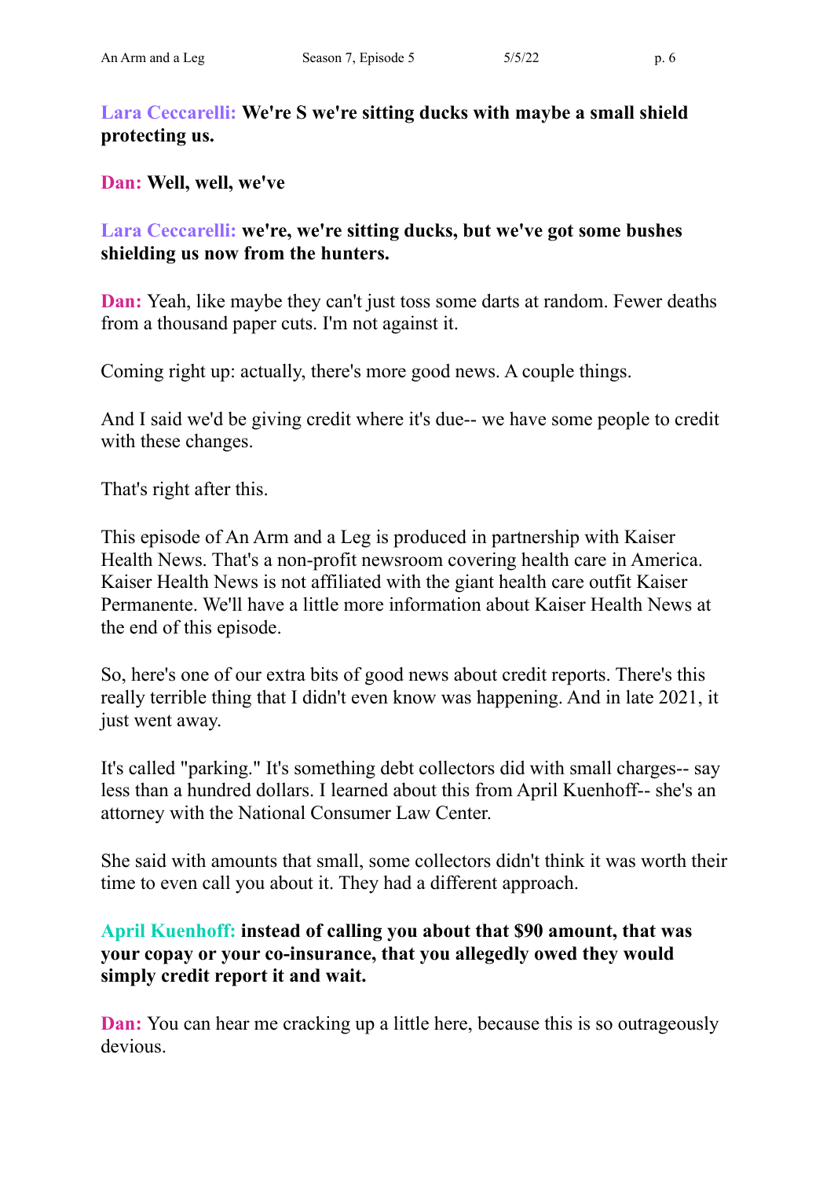**Lara Ceccarelli:** **We're S we're sitting ducks with maybe a small shield protecting us.**

**Dan:** **Well, well, we've**

**Lara Ceccarelli:** **we're, we're sitting ducks, but we've got some bushes shielding us now from the hunters.**

**Dan:** Yeah, like maybe they can't just toss some darts at random. Fewer deaths from a thousand paper cuts. I'm not against it.

Coming right up: actually, there's more good news. A couple things.

And I said we'd be giving credit where it's due-- we have some people to credit with these changes.

That's right after this.

This episode of An Arm and a Leg is produced in partnership with Kaiser Health News. That's a non-profit newsroom covering health care in America. Kaiser Health News is not affiliated with the giant health care outfit Kaiser Permanente. We'll have a little more information about Kaiser Health News at the end of this episode.

So, here's one of our extra bits of good news about credit reports. There's this really terrible thing that I didn't even know was happening. And in late 2021, it just went away.

It's called "parking." It's something debt collectors did with small charges-- say less than a hundred dollars. I learned about this from April Kuenhoff-- she's an attorney with the National Consumer Law Center.

She said with amounts that small, some collectors didn't think it was worth their time to even call you about it. They had a different approach.

**April Kuenhoff:** **instead of calling you about that $90 amount, that was your copay or your co-insurance, that you allegedly owed they would simply credit report it and wait.**

**Dan:** You can hear me cracking up a little here, because this is so outrageously devious.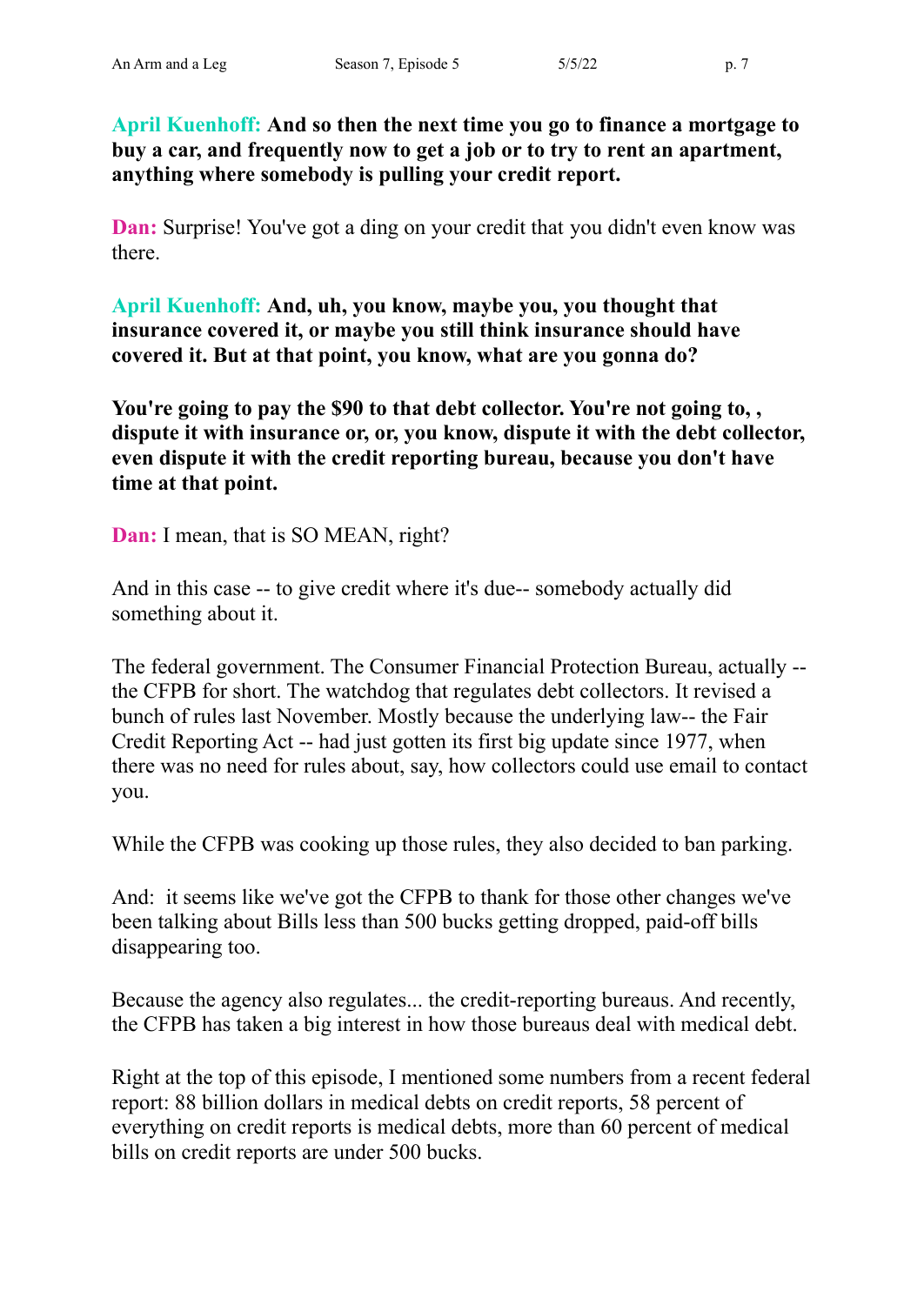**April Kuenhoff: And so then the next time you go to finance a mortgage to buy a car, and frequently now to get a job or to try to rent an apartment, anything where somebody is pulling your credit report.**

**Dan:** Surprise! You've got a ding on your credit that you didn't even know was there.

**April Kuenhoff: And, uh, you know, maybe you, you thought that insurance covered it, or maybe you still think insurance should have covered it. But at that point, you know, what are you gonna do?**

**You're going to pay the $90 to that debt collector. You're not going to, , dispute it with insurance or, or, you know, dispute it with the debt collector, even dispute it with the credit reporting bureau, because you don't have time at that point.**

**Dan:** I mean, that is SO MEAN, right?

And in this case -- to give credit where it's due-- somebody actually did something about it.

The federal government. The Consumer Financial Protection Bureau, actually -- the CFPB for short. The watchdog that regulates debt collectors. It revised a bunch of rules last November. Mostly because the underlying law-- the Fair Credit Reporting Act -- had just gotten its first big update since 1977, when there was no need for rules about, say, how collectors could use email to contact you.

While the CFPB was cooking up those rules, they also decided to ban parking.

And: it seems like we've got the CFPB to thank for those other changes we've been talking about Bills less than 500 bucks getting dropped, paid-off bills disappearing too.

Because the agency also regulates... the credit-reporting bureaus. And recently, the CFPB has taken a big interest in how those bureaus deal with medical debt.

Right at the top of this episode, I mentioned some numbers from a recent federal report: 88 billion dollars in medical debts on credit reports, 58 percent of everything on credit reports is medical debts, more than 60 percent of medical bills on credit reports are under 500 bucks.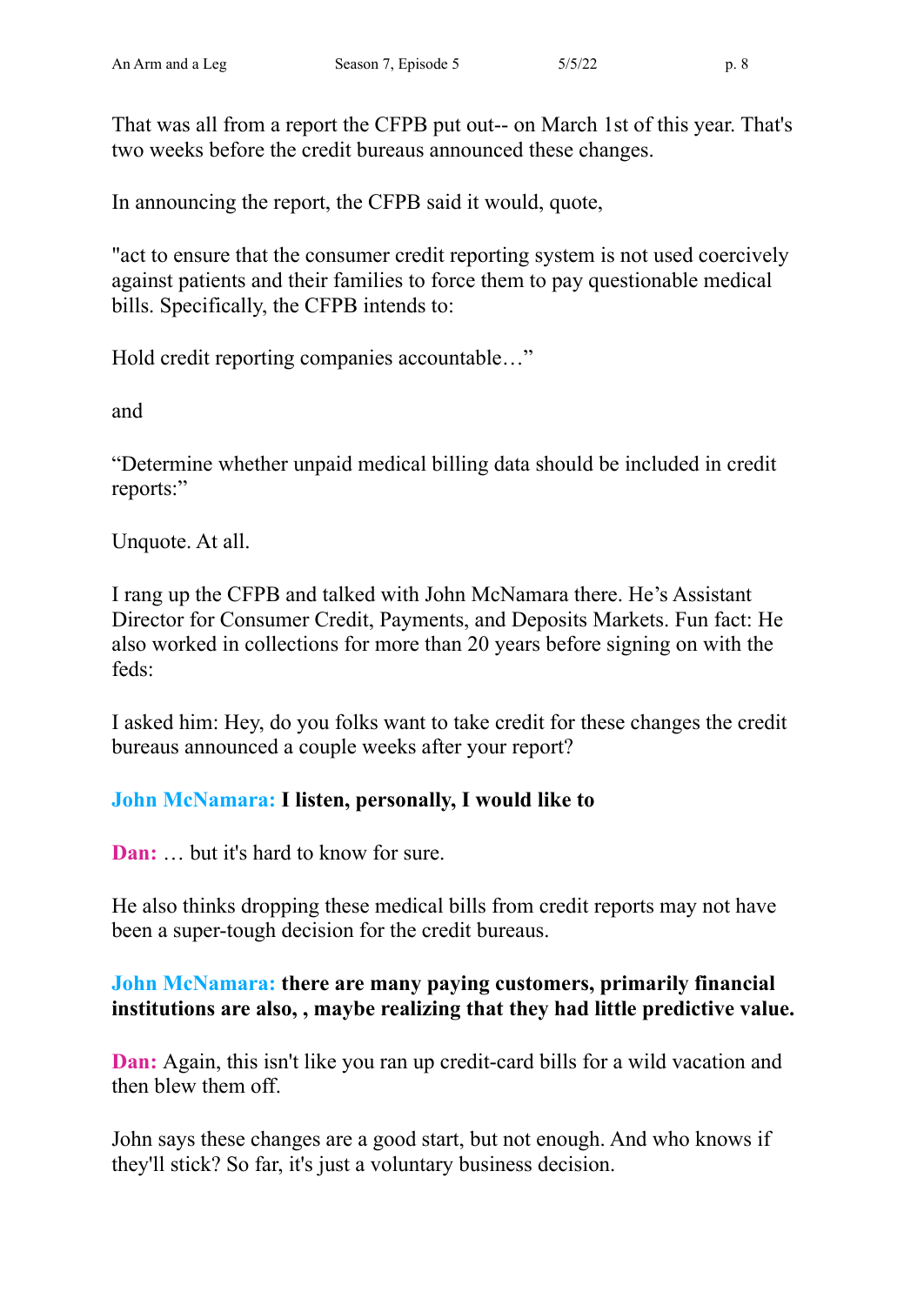That was all from a report the CFPB put out-- on March 1st of this year. That's two weeks before the credit bureaus announced these changes.

In announcing the report, the CFPB said it would, quote,

"act to ensure that the consumer credit reporting system is not used coercively against patients and their families to force them to pay questionable medical bills. Specifically, the CFPB intends to:

Hold credit reporting companies accountable…"

and

"Determine whether unpaid medical billing data should be included in credit reports:"

Unquote. At all.

I rang up the CFPB and talked with John McNamara there. He's Assistant Director for Consumer Credit, Payments, and Deposits Markets. Fun fact: He also worked in collections for more than 20 years before signing on with the feds:

I asked him: Hey, do you folks want to take credit for these changes the credit bureaus announced a couple weeks after your report?

**John McNamara: I listen, personally, I would like to**

**Dan:** … but it's hard to know for sure.

He also thinks dropping these medical bills from credit reports may not have been a super-tough decision for the credit bureaus.

**John McNamara: there are many paying customers, primarily financial institutions are also, , maybe realizing that they had little predictive value.**

**Dan:** Again, this isn't like you ran up credit-card bills for a wild vacation and then blew them off.

John says these changes are a good start, but not enough. And who knows if they'll stick? So far, it's just a voluntary business decision.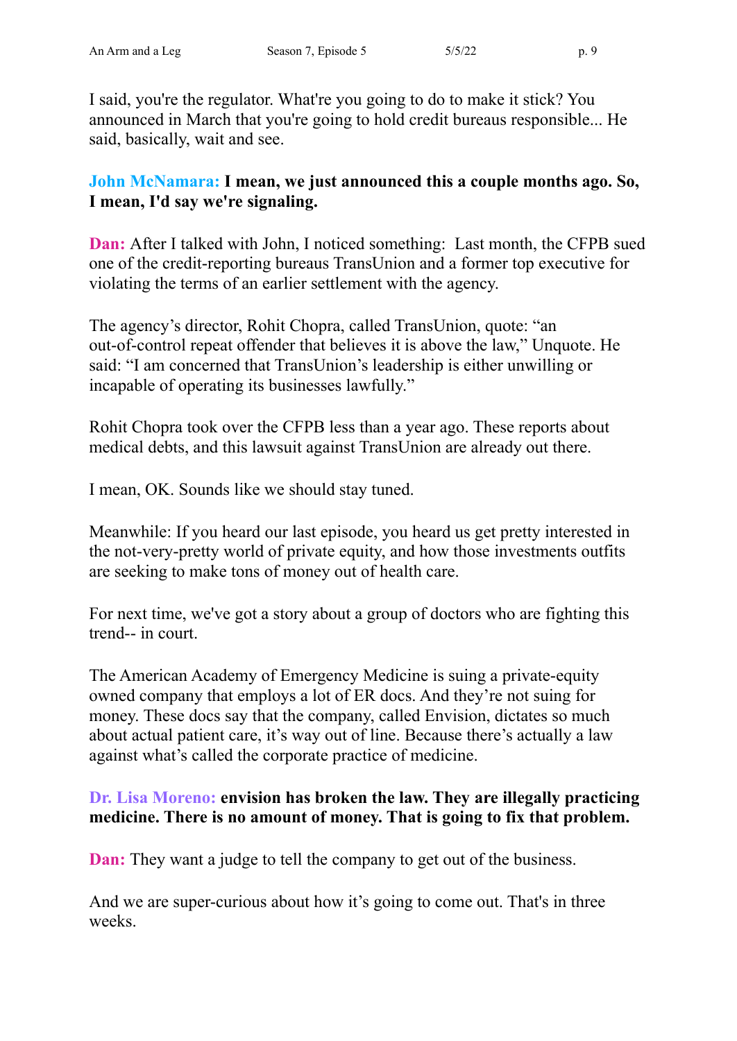I said, you're the regulator. What're you going to do to make it stick? You announced in March that you're going to hold credit bureaus responsible... He said, basically, wait and see.

**John McNamara: I mean, we just announced this a couple months ago. So, I mean, I'd say we're signaling.**

**Dan:** After I talked with John, I noticed something: Last month, the CFPB sued one of the credit-reporting bureaus TransUnion and a former top executive for violating the terms of an earlier settlement with the agency.

The agency's director, Rohit Chopra, called TransUnion, quote: "an out-of-control repeat offender that believes it is above the law," Unquote. He said: "I am concerned that TransUnion's leadership is either unwilling or incapable of operating its businesses lawfully."

Rohit Chopra took over the CFPB less than a year ago. These reports about medical debts, and this lawsuit against TransUnion are already out there.

I mean, OK. Sounds like we should stay tuned.

Meanwhile: If you heard our last episode, you heard us get pretty interested in the not-very-pretty world of private equity, and how those investments outfits are seeking to make tons of money out of health care.

For next time, we've got a story about a group of doctors who are fighting this trend-- in court.

The American Academy of Emergency Medicine is suing a private-equity owned company that employs a lot of ER docs. And they're not suing for money. These docs say that the company, called Envision, dictates so much about actual patient care, it's way out of line. Because there's actually a law against what's called the corporate practice of medicine.

**Dr. Lisa Moreno: envision has broken the law. They are illegally practicing medicine. There is no amount of money. That is going to fix that problem.**

**Dan:** They want a judge to tell the company to get out of the business.

And we are super-curious about how it's going to come out. That's in three weeks.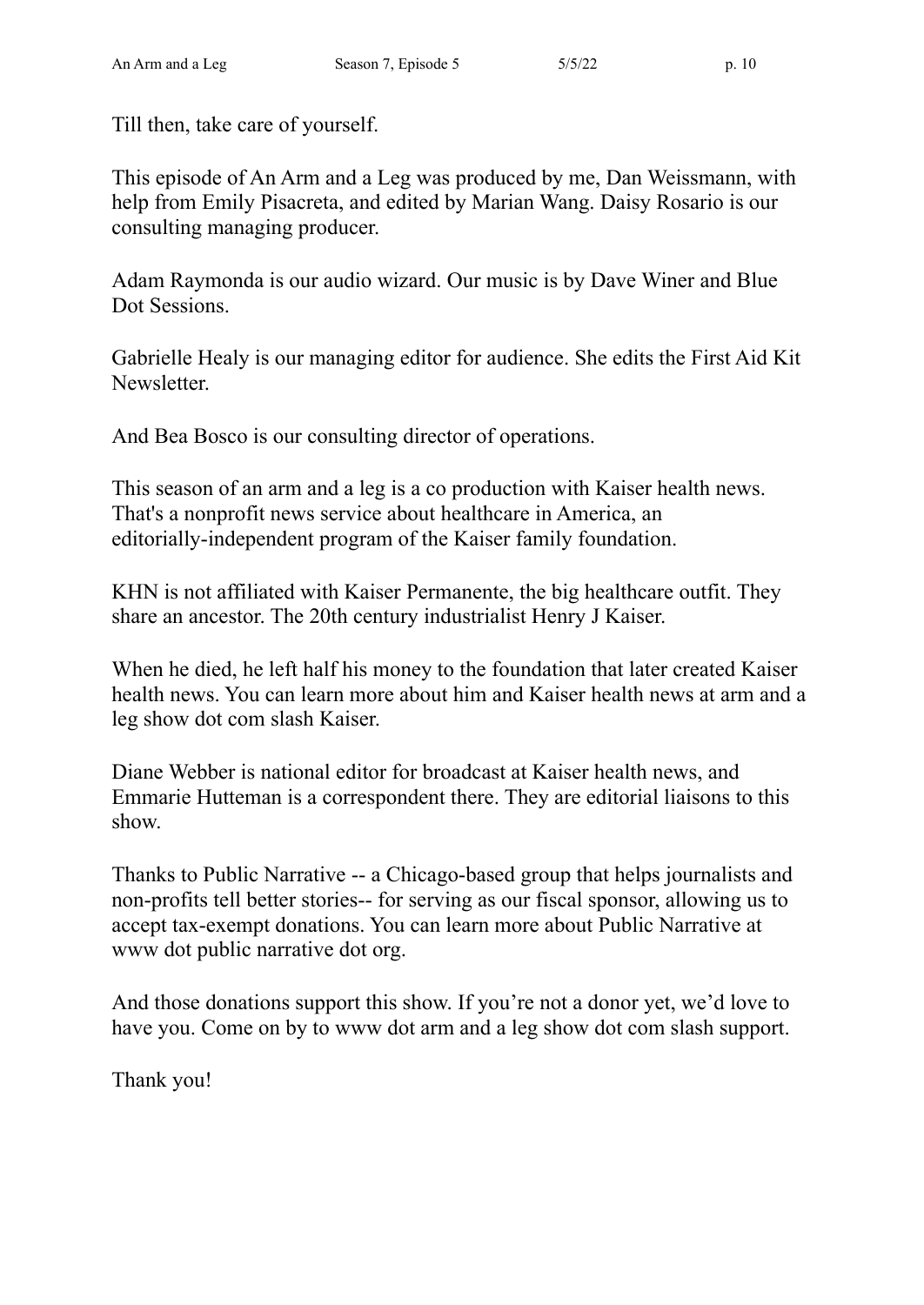Till then, take care of yourself.

This episode of An Arm and a Leg was produced by me, Dan Weissmann, with help from Emily Pisacreta, and edited by Marian Wang. Daisy Rosario is our consulting managing producer.

Adam Raymonda is our audio wizard. Our music is by Dave Winer and Blue Dot Sessions.

Gabrielle Healy is our managing editor for audience. She edits the First Aid Kit Newsletter.

And Bea Bosco is our consulting director of operations.

This season of an arm and a leg is a co production with Kaiser health news. That's a nonprofit news service about healthcare in America, an editorially-independent program of the Kaiser family foundation.

KHN is not affiliated with Kaiser Permanente, the big healthcare outfit. They share an ancestor. The 20th century industrialist Henry J Kaiser.

When he died, he left half his money to the foundation that later created Kaiser health news. You can learn more about him and Kaiser health news at arm and a leg show dot com slash Kaiser.

Diane Webber is national editor for broadcast at Kaiser health news, and Emmarie Hutteman is a correspondent there. They are editorial liaisons to this show.

Thanks to Public Narrative -- a Chicago-based group that helps journalists and non-profits tell better stories-- for serving as our fiscal sponsor, allowing us to accept tax-exempt donations. You can learn more about Public Narrative at www dot public narrative dot org.

And those donations support this show. If you're not a donor yet, we'd love to have you. Come on by to www dot arm and a leg show dot com slash support.

Thank you!